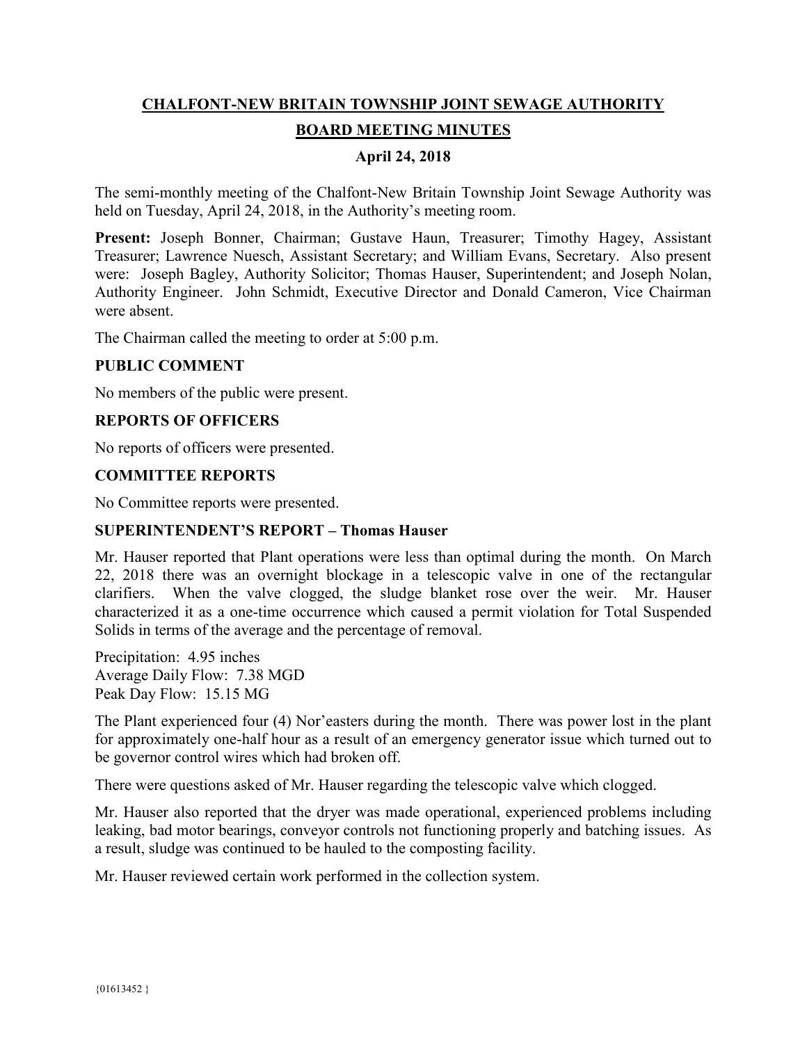# CHALFONT-NEW BRITAIN TOWNSHIP JOINT SEWAGE AUTHORITY

## BOARD MEETING MINUTES

### April 24, 2018

The semi-monthly meeting of the Chalfont-New Britain Township Joint Sewage Authority was held on Tuesday, April 24, 2018, in the Authority's meeting room.

**Present:** Joseph Bonner, Chairman; Gustave Haun, Treasurer; Timothy Hagey, Assistant Treasurer; Lawrence Nuesch, Assistant Secretary; and William Evans, Secretary. Also present were: Joseph Bagley, Authority Solicitor; Thomas Hauser, Superintendent; and Joseph Nolan, Authority Engineer. John Schmidt, Executive Director and Donald Cameron, Vice Chairman were absent.

The Chairman called the meeting to order at 5:00 p.m.

### PUBLIC COMMENT

No members of the public were present.

### REPORTS OF OFFICERS

No reports of officers were presented.

### COMMITTEE REPORTS

No Committee reports were presented.

### SUPERINTENDENT'S REPORT – Thomas Hauser

Mr. Hauser reported that Plant operations were less than optimal during the month. On March 22, 2018 there was an overnight blockage in a telescopic valve in one of the rectangular clarifiers. When the valve clogged, the sludge blanket rose over the weir. Mr. Hauser characterized it as a one-time occurrence which caused a permit violation for Total Suspended Solids in terms of the average and the percentage of removal.

Precipitation: 4.95 inches
Average Daily Flow: 7.38 MGD
Peak Day Flow: 15.15 MG

The Plant experienced four (4) Nor'easters during the month. There was power lost in the plant for approximately one-half hour as a result of an emergency generator issue which turned out to be governor control wires which had broken off.

There were questions asked of Mr. Hauser regarding the telescopic valve which clogged.

Mr. Hauser also reported that the dryer was made operational, experienced problems including leaking, bad motor bearings, conveyor controls not functioning properly and batching issues. As a result, sludge was continued to be hauled to the composting facility.

Mr. Hauser reviewed certain work performed in the collection system.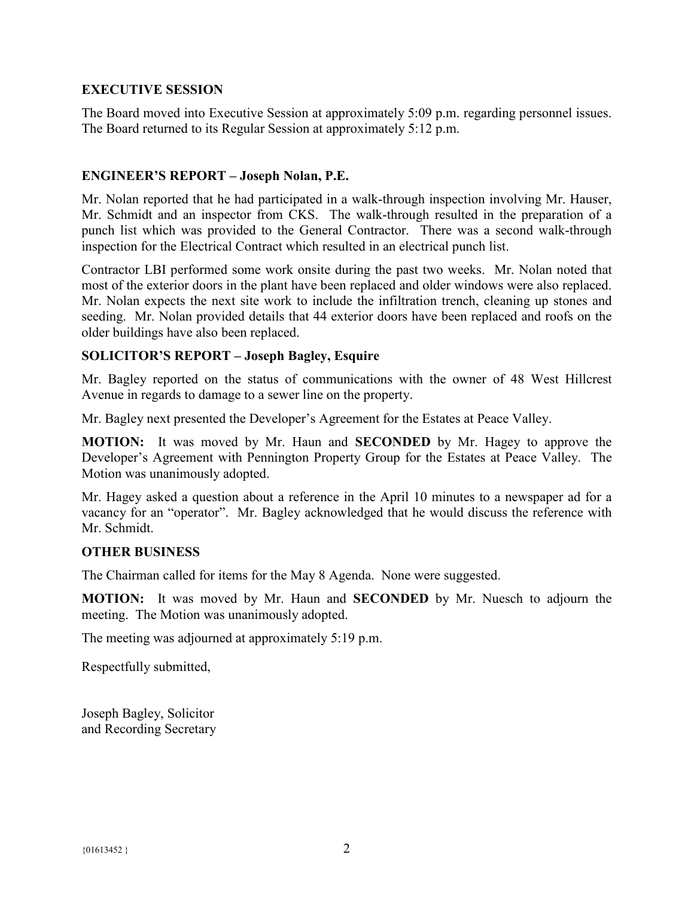**EXECUTIVE SESSION**

The Board moved into Executive Session at approximately 5:09 p.m. regarding personnel issues. The Board returned to its Regular Session at approximately 5:12 p.m.

**ENGINEER'S REPORT – Joseph Nolan, P.E.**

Mr. Nolan reported that he had participated in a walk-through inspection involving Mr. Hauser, Mr. Schmidt and an inspector from CKS. The walk-through resulted in the preparation of a punch list which was provided to the General Contractor. There was a second walk-through inspection for the Electrical Contract which resulted in an electrical punch list.

Contractor LBI performed some work onsite during the past two weeks. Mr. Nolan noted that most of the exterior doors in the plant have been replaced and older windows were also replaced. Mr. Nolan expects the next site work to include the infiltration trench, cleaning up stones and seeding. Mr. Nolan provided details that 44 exterior doors have been replaced and roofs on the older buildings have also been replaced.

**SOLICITOR'S REPORT – Joseph Bagley, Esquire**

Mr. Bagley reported on the status of communications with the owner of 48 West Hillcrest Avenue in regards to damage to a sewer line on the property.

Mr. Bagley next presented the Developer's Agreement for the Estates at Peace Valley.

**MOTION:** It was moved by Mr. Haun and **SECONDED** by Mr. Hagey to approve the Developer's Agreement with Pennington Property Group for the Estates at Peace Valley. The Motion was unanimously adopted.

Mr. Hagey asked a question about a reference in the April 10 minutes to a newspaper ad for a vacancy for an "operator". Mr. Bagley acknowledged that he would discuss the reference with Mr. Schmidt.

**OTHER BUSINESS**

The Chairman called for items for the May 8 Agenda. None were suggested.

**MOTION:** It was moved by Mr. Haun and **SECONDED** by Mr. Nuesch to adjourn the meeting. The Motion was unanimously adopted.

The meeting was adjourned at approximately 5:19 p.m.

Respectfully submitted,

Joseph Bagley, Solicitor
and Recording Secretary

{01613452 }